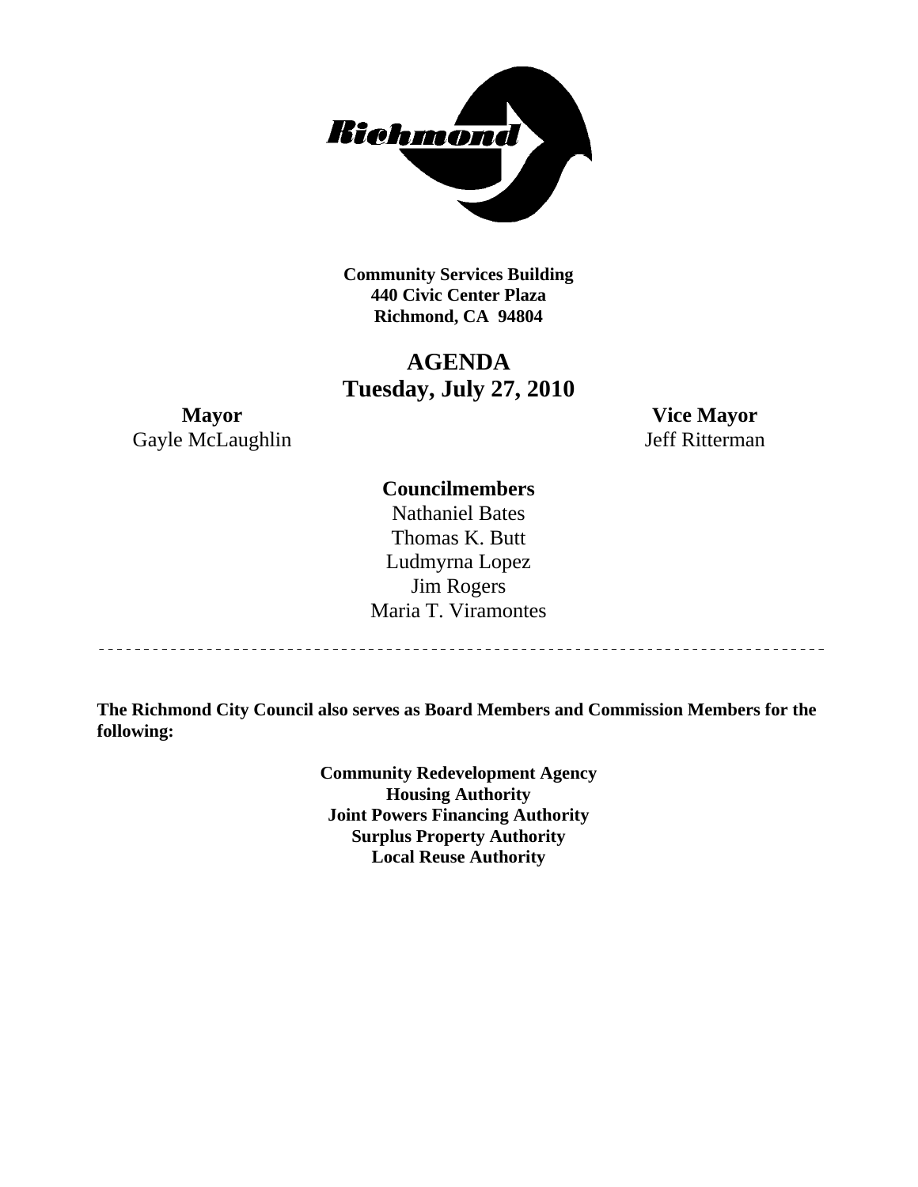**Community Services Building**
**440 Civic Center Plaza**
**Richmond, CA 94804**

# AGENDA
## Tuesday, July 27, 2010

**Mayor**
Gayle McLaughlin

**Vice Mayor**
Jeff Ritterman

**Councilmembers**
Nathaniel Bates
Thomas K. Butt
Ludmyrna Lopez
Jim Rogers
Maria T. Viramontes

---

**The Richmond City Council also serves as Board Members and Commission Members for the following:**

**Community Redevelopment Agency**
**Housing Authority**
**Joint Powers Financing Authority**
**Surplus Property Authority**
**Local Reuse Authority**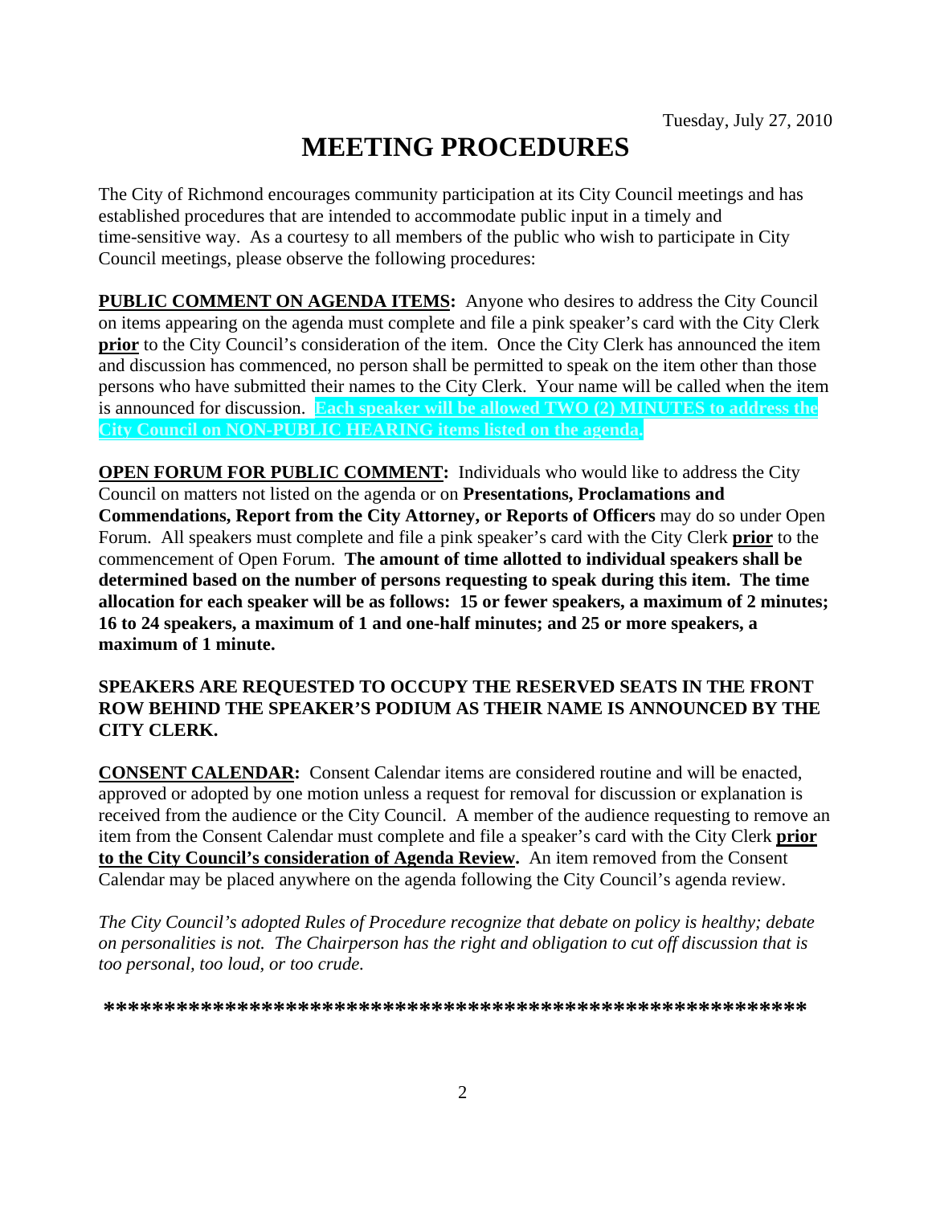Tuesday, July 27, 2010

# MEETING PROCEDURES

The City of Richmond encourages community participation at its City Council meetings and has established procedures that are intended to accommodate public input in a timely and time-sensitive way. As a courtesy to all members of the public who wish to participate in City Council meetings, please observe the following procedures:

**PUBLIC COMMENT ON AGENDA ITEMS:** Anyone who desires to address the City Council on items appearing on the agenda must complete and file a pink speaker's card with the City Clerk **prior** to the City Council's consideration of the item. Once the City Clerk has announced the item and discussion has commenced, no person shall be permitted to speak on the item other than those persons who have submitted their names to the City Clerk. Your name will be called when the item is announced for discussion. **Each speaker will be allowed TWO (2) MINUTES to address the City Council on NON-PUBLIC HEARING items listed on the agenda.**

**OPEN FORUM FOR PUBLIC COMMENT:** Individuals who would like to address the City Council on matters not listed on the agenda or on **Presentations, Proclamations and Commendations, Report from the City Attorney, or Reports of Officers** may do so under Open Forum. All speakers must complete and file a pink speaker's card with the City Clerk **prior** to the commencement of Open Forum. **The amount of time allotted to individual speakers shall be determined based on the number of persons requesting to speak during this item. The time allocation for each speaker will be as follows: 15 or fewer speakers, a maximum of 2 minutes; 16 to 24 speakers, a maximum of 1 and one-half minutes; and 25 or more speakers, a maximum of 1 minute.**

**SPEAKERS ARE REQUESTED TO OCCUPY THE RESERVED SEATS IN THE FRONT ROW BEHIND THE SPEAKER'S PODIUM AS THEIR NAME IS ANNOUNCED BY THE CITY CLERK.**

**CONSENT CALENDAR:** Consent Calendar items are considered routine and will be enacted, approved or adopted by one motion unless a request for removal for discussion or explanation is received from the audience or the City Council. A member of the audience requesting to remove an item from the Consent Calendar must complete and file a speaker's card with the City Clerk **prior to the City Council's consideration of Agenda Review.** An item removed from the Consent Calendar may be placed anywhere on the agenda following the City Council's agenda review.

*The City Council's adopted Rules of Procedure recognize that debate on policy is healthy; debate on personalities is not. The Chairperson has the right and obligation to cut off discussion that is too personal, too loud, or too crude.*

***********************************************************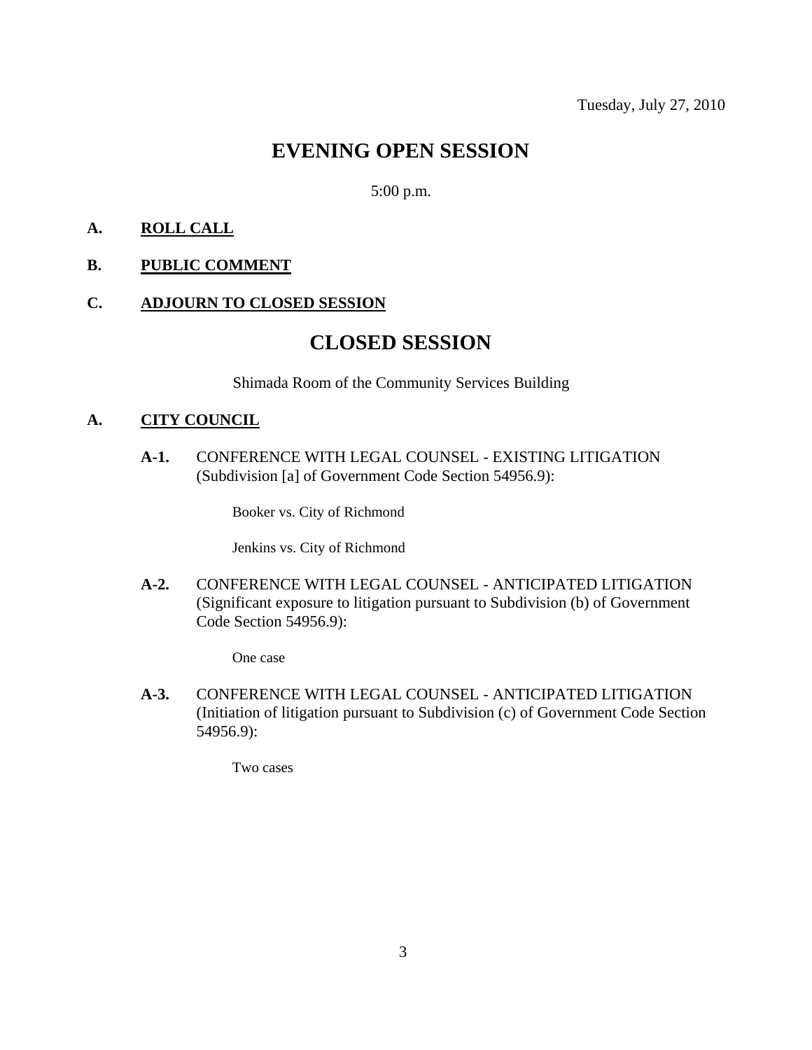Tuesday, July 27, 2010

# EVENING OPEN SESSION

5:00 p.m.

**A. ROLL CALL**

**B. PUBLIC COMMENT**

**C. ADJOURN TO CLOSED SESSION**

# CLOSED SESSION

Shimada Room of the Community Services Building

**A. CITY COUNCIL**

**A-1.** CONFERENCE WITH LEGAL COUNSEL - EXISTING LITIGATION (Subdivision [a] of Government Code Section 54956.9):

Booker vs. City of Richmond

Jenkins vs. City of Richmond

**A-2.** CONFERENCE WITH LEGAL COUNSEL - ANTICIPATED LITIGATION (Significant exposure to litigation pursuant to Subdivision (b) of Government Code Section 54956.9):

One case

**A-3.** CONFERENCE WITH LEGAL COUNSEL - ANTICIPATED LITIGATION (Initiation of litigation pursuant to Subdivision (c) of Government Code Section 54956.9):

Two cases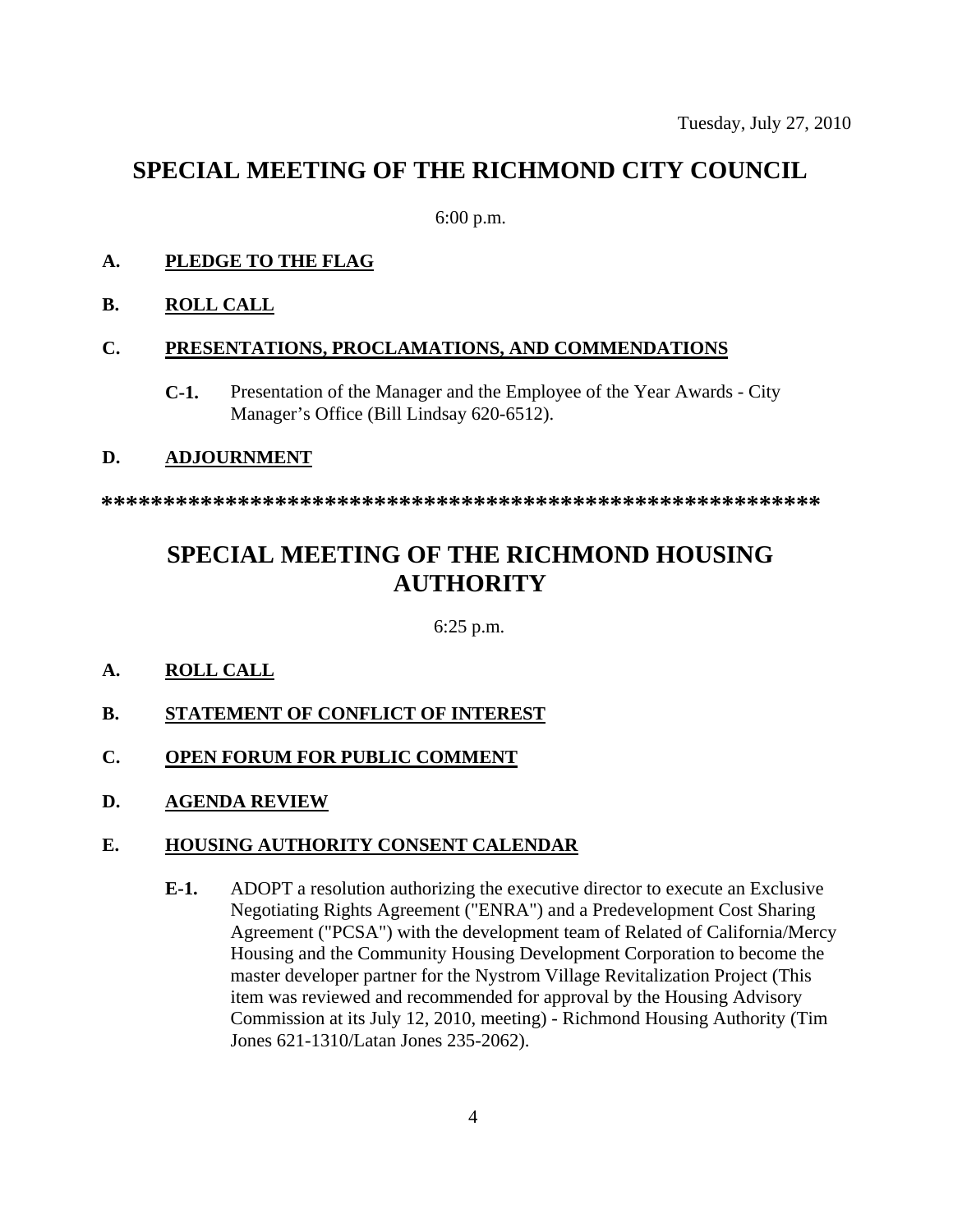Tuesday, July 27, 2010

# SPECIAL MEETING OF THE RICHMOND CITY COUNCIL

6:00 p.m.

**A. PLEDGE TO THE FLAG**

**B. ROLL CALL**

**C. PRESENTATIONS, PROCLAMATIONS, AND COMMENDATIONS**

**C-1.** Presentation of the Manager and the Employee of the Year Awards - City Manager's Office (Bill Lindsay 620-6512).

**D. ADJOURNMENT**

**************************************************************

# SPECIAL MEETING OF THE RICHMOND HOUSING AUTHORITY

6:25 p.m.

**A. ROLL CALL**

**B. STATEMENT OF CONFLICT OF INTEREST**

**C. OPEN FORUM FOR PUBLIC COMMENT**

**D. AGENDA REVIEW**

**E. HOUSING AUTHORITY CONSENT CALENDAR**

**E-1.** ADOPT a resolution authorizing the executive director to execute an Exclusive Negotiating Rights Agreement ("ENRA") and a Predevelopment Cost Sharing Agreement ("PCSA") with the development team of Related of California/Mercy Housing and the Community Housing Development Corporation to become the master developer partner for the Nystrom Village Revitalization Project (This item was reviewed and recommended for approval by the Housing Advisory Commission at its July 12, 2010, meeting) - Richmond Housing Authority (Tim Jones 621-1310/Latan Jones 235-2062).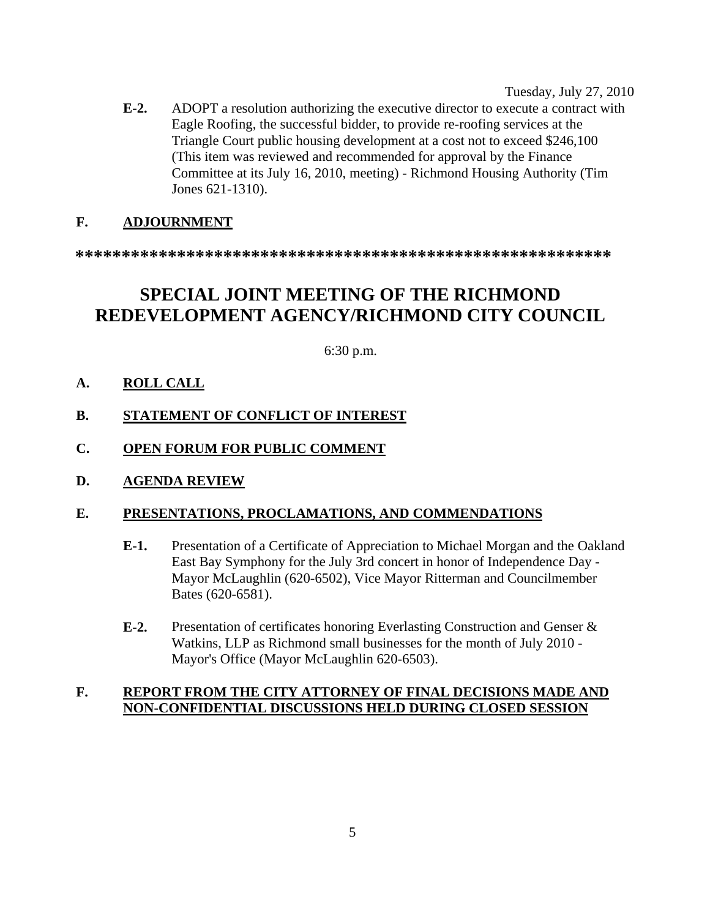**E-2.** ADOPT a resolution authorizing the executive director to execute a contract with Eagle Roofing, the successful bidder, to provide re-roofing services at the Triangle Court public housing development at a cost not to exceed $246,100 (This item was reviewed and recommended for approval by the Finance Committee at its July 16, 2010, meeting) - Richmond Housing Authority (Tim Jones 621-1310).

**F. ADJOURNMENT**

**************************************************************

# SPECIAL JOINT MEETING OF THE RICHMOND REDEVELOPMENT AGENCY/RICHMOND CITY COUNCIL

6:30 p.m.

**A. ROLL CALL**

**B. STATEMENT OF CONFLICT OF INTEREST**

**C. OPEN FORUM FOR PUBLIC COMMENT**

**D. AGENDA REVIEW**

**E. PRESENTATIONS, PROCLAMATIONS, AND COMMENDATIONS**

**E-1.** Presentation of a Certificate of Appreciation to Michael Morgan and the Oakland East Bay Symphony for the July 3rd concert in honor of Independence Day - Mayor McLaughlin (620-6502), Vice Mayor Ritterman and Councilmember Bates (620-6581).

**E-2.** Presentation of certificates honoring Everlasting Construction and Genser & Watkins, LLP as Richmond small businesses for the month of July 2010 - Mayor's Office (Mayor McLaughlin 620-6503).

**F. REPORT FROM THE CITY ATTORNEY OF FINAL DECISIONS MADE AND NON-CONFIDENTIAL DISCUSSIONS HELD DURING CLOSED SESSION**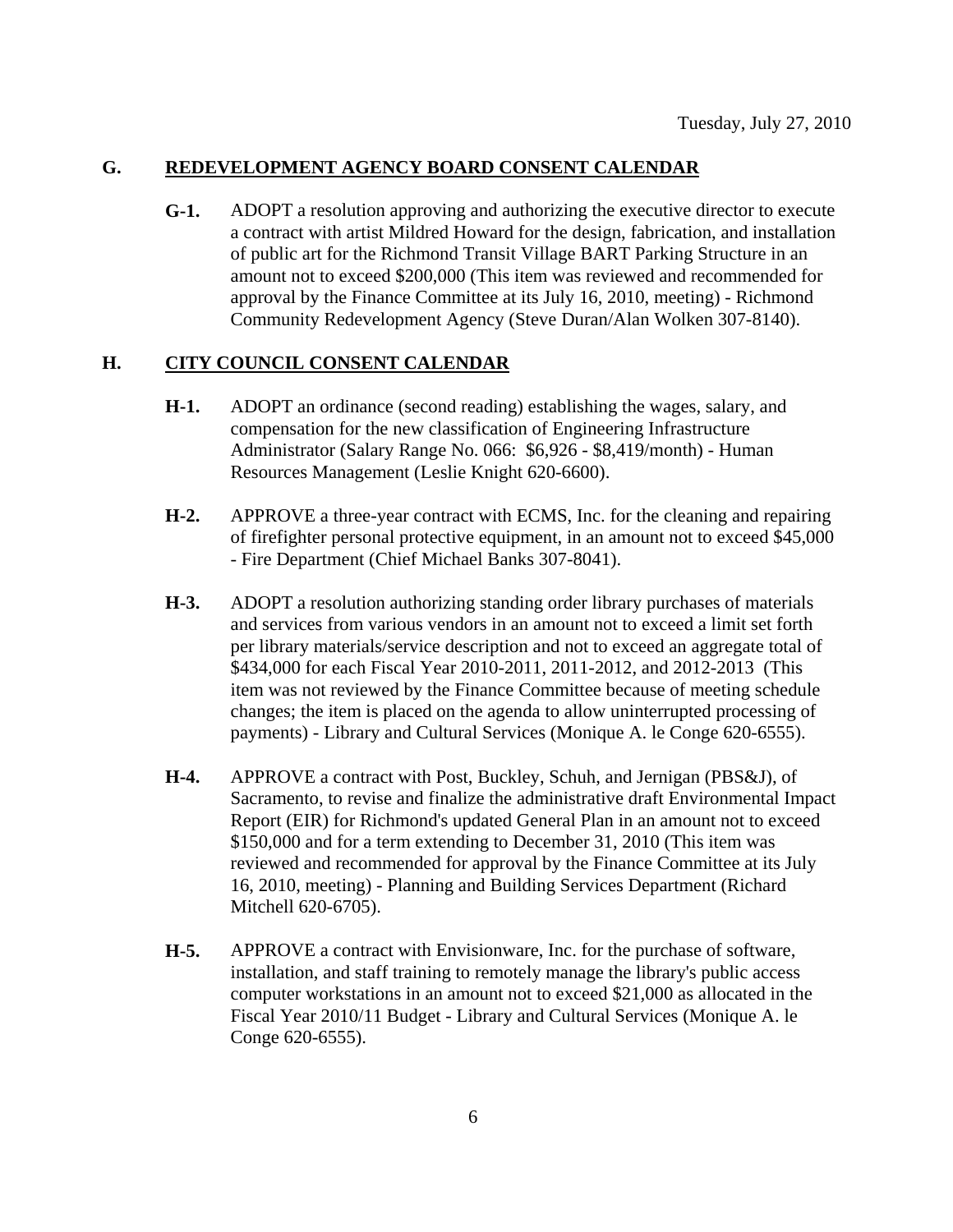Tuesday, July 27, 2010

## G. REDEVELOPMENT AGENCY BOARD CONSENT CALENDAR

**G-1.** ADOPT a resolution approving and authorizing the executive director to execute a contract with artist Mildred Howard for the design, fabrication, and installation of public art for the Richmond Transit Village BART Parking Structure in an amount not to exceed $200,000 (This item was reviewed and recommended for approval by the Finance Committee at its July 16, 2010, meeting) - Richmond Community Redevelopment Agency (Steve Duran/Alan Wolken 307-8140).

## H. CITY COUNCIL CONSENT CALENDAR

**H-1.** ADOPT an ordinance (second reading) establishing the wages, salary, and compensation for the new classification of Engineering Infrastructure Administrator (Salary Range No. 066: $6,926 - $8,419/month) - Human Resources Management (Leslie Knight 620-6600).

**H-2.** APPROVE a three-year contract with ECMS, Inc. for the cleaning and repairing of firefighter personal protective equipment, in an amount not to exceed $45,000 - Fire Department (Chief Michael Banks 307-8041).

**H-3.** ADOPT a resolution authorizing standing order library purchases of materials and services from various vendors in an amount not to exceed a limit set forth per library materials/service description and not to exceed an aggregate total of $434,000 for each Fiscal Year 2010-2011, 2011-2012, and 2012-2013 (This item was not reviewed by the Finance Committee because of meeting schedule changes; the item is placed on the agenda to allow uninterrupted processing of payments) - Library and Cultural Services (Monique A. le Conge 620-6555).

**H-4.** APPROVE a contract with Post, Buckley, Schuh, and Jernigan (PBS&J), of Sacramento, to revise and finalize the administrative draft Environmental Impact Report (EIR) for Richmond's updated General Plan in an amount not to exceed $150,000 and for a term extending to December 31, 2010 (This item was reviewed and recommended for approval by the Finance Committee at its July 16, 2010, meeting) - Planning and Building Services Department (Richard Mitchell 620-6705).

**H-5.** APPROVE a contract with Envisionware, Inc. for the purchase of software, installation, and staff training to remotely manage the library's public access computer workstations in an amount not to exceed $21,000 as allocated in the Fiscal Year 2010/11 Budget - Library and Cultural Services (Monique A. le Conge 620-6555).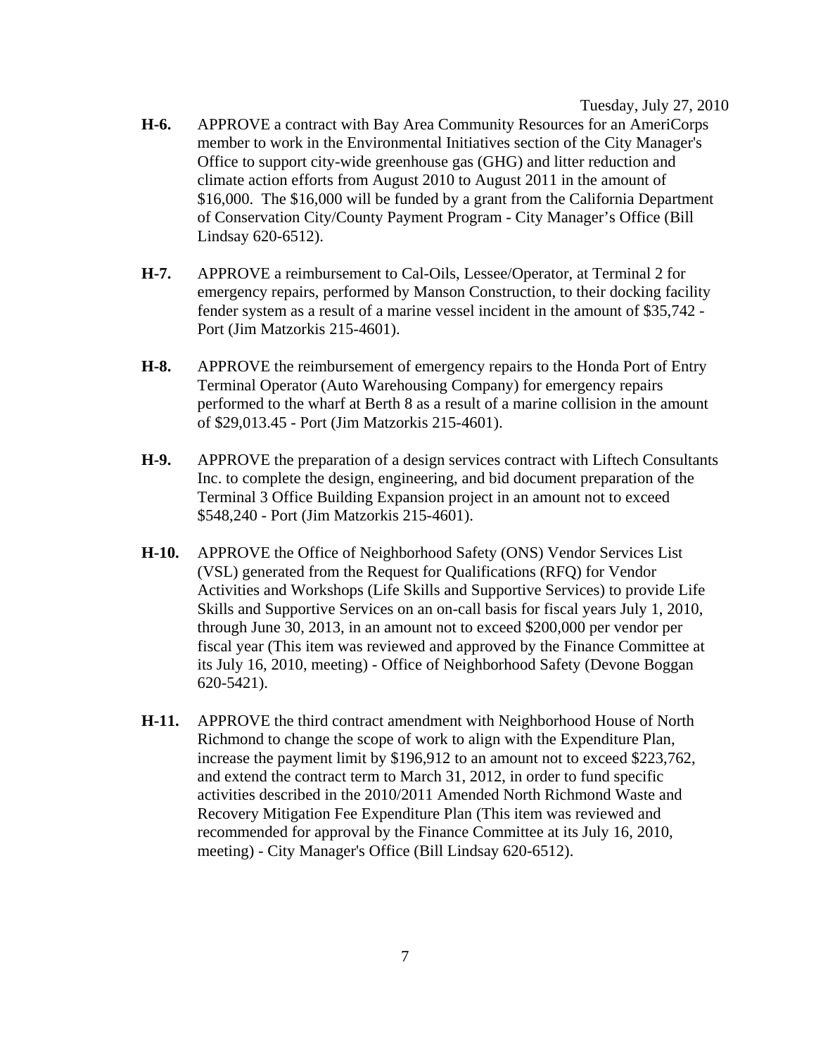Tuesday, July 27, 2010

**H-6.** APPROVE a contract with Bay Area Community Resources for an AmeriCorps member to work in the Environmental Initiatives section of the City Manager's Office to support city-wide greenhouse gas (GHG) and litter reduction and climate action efforts from August 2010 to August 2011 in the amount of $16,000. The $16,000 will be funded by a grant from the California Department of Conservation City/County Payment Program - City Manager's Office (Bill Lindsay 620-6512).

**H-7.** APPROVE a reimbursement to Cal-Oils, Lessee/Operator, at Terminal 2 for emergency repairs, performed by Manson Construction, to their docking facility fender system as a result of a marine vessel incident in the amount of $35,742 - Port (Jim Matzorkis 215-4601).

**H-8.** APPROVE the reimbursement of emergency repairs to the Honda Port of Entry Terminal Operator (Auto Warehousing Company) for emergency repairs performed to the wharf at Berth 8 as a result of a marine collision in the amount of $29,013.45 - Port (Jim Matzorkis 215-4601).

**H-9.** APPROVE the preparation of a design services contract with Liftech Consultants Inc. to complete the design, engineering, and bid document preparation of the Terminal 3 Office Building Expansion project in an amount not to exceed $548,240 - Port (Jim Matzorkis 215-4601).

**H-10.** APPROVE the Office of Neighborhood Safety (ONS) Vendor Services List (VSL) generated from the Request for Qualifications (RFQ) for Vendor Activities and Workshops (Life Skills and Supportive Services) to provide Life Skills and Supportive Services on an on-call basis for fiscal years July 1, 2010, through June 30, 2013, in an amount not to exceed $200,000 per vendor per fiscal year (This item was reviewed and approved by the Finance Committee at its July 16, 2010, meeting) - Office of Neighborhood Safety (Devone Boggan 620-5421).

**H-11.** APPROVE the third contract amendment with Neighborhood House of North Richmond to change the scope of work to align with the Expenditure Plan, increase the payment limit by $196,912 to an amount not to exceed $223,762, and extend the contract term to March 31, 2012, in order to fund specific activities described in the 2010/2011 Amended North Richmond Waste and Recovery Mitigation Fee Expenditure Plan (This item was reviewed and recommended for approval by the Finance Committee at its July 16, 2010, meeting) - City Manager's Office (Bill Lindsay 620-6512).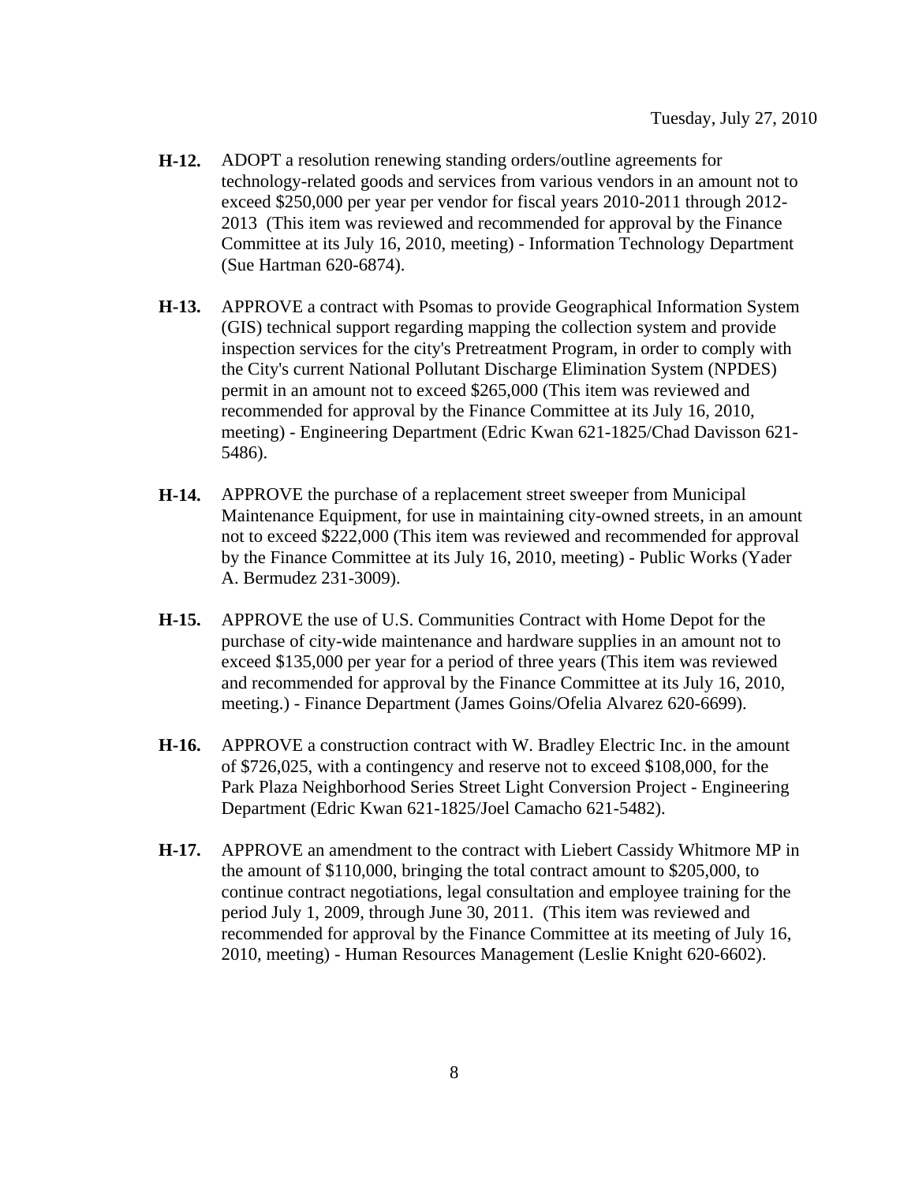**H-12.** ADOPT a resolution renewing standing orders/outline agreements for technology-related goods and services from various vendors in an amount not to exceed $250,000 per year per vendor for fiscal years 2010-2011 through 2012-2013 (This item was reviewed and recommended for approval by the Finance Committee at its July 16, 2010, meeting) - Information Technology Department (Sue Hartman 620-6874).

**H-13.** APPROVE a contract with Psomas to provide Geographical Information System (GIS) technical support regarding mapping the collection system and provide inspection services for the city's Pretreatment Program, in order to comply with the City's current National Pollutant Discharge Elimination System (NPDES) permit in an amount not to exceed $265,000 (This item was reviewed and recommended for approval by the Finance Committee at its July 16, 2010, meeting) - Engineering Department (Edric Kwan 621-1825/Chad Davisson 621-5486).

**H-14.** APPROVE the purchase of a replacement street sweeper from Municipal Maintenance Equipment, for use in maintaining city-owned streets, in an amount not to exceed $222,000 (This item was reviewed and recommended for approval by the Finance Committee at its July 16, 2010, meeting) - Public Works (Yader A. Bermudez 231-3009).

**H-15.** APPROVE the use of U.S. Communities Contract with Home Depot for the purchase of city-wide maintenance and hardware supplies in an amount not to exceed $135,000 per year for a period of three years (This item was reviewed and recommended for approval by the Finance Committee at its July 16, 2010, meeting.) - Finance Department (James Goins/Ofelia Alvarez 620-6699).

**H-16.** APPROVE a construction contract with W. Bradley Electric Inc. in the amount of $726,025, with a contingency and reserve not to exceed $108,000, for the Park Plaza Neighborhood Series Street Light Conversion Project - Engineering Department (Edric Kwan 621-1825/Joel Camacho 621-5482).

**H-17.** APPROVE an amendment to the contract with Liebert Cassidy Whitmore MP in the amount of $110,000, bringing the total contract amount to $205,000, to continue contract negotiations, legal consultation and employee training for the period July 1, 2009, through June 30, 2011. (This item was reviewed and recommended for approval by the Finance Committee at its meeting of July 16, 2010, meeting) - Human Resources Management (Leslie Knight 620-6602).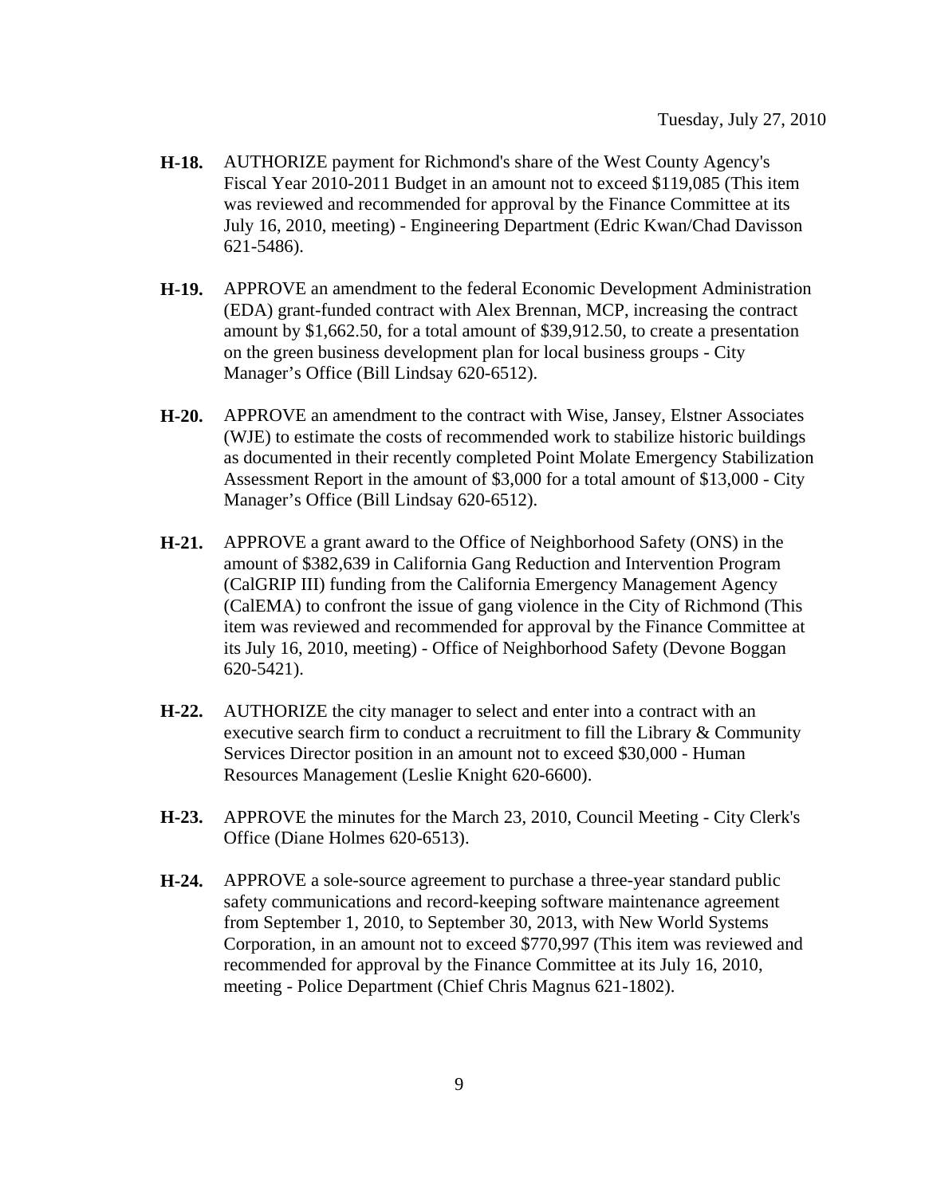- **H-18.** AUTHORIZE payment for Richmond's share of the West County Agency's Fiscal Year 2010-2011 Budget in an amount not to exceed $119,085 (This item was reviewed and recommended for approval by the Finance Committee at its July 16, 2010, meeting) - Engineering Department (Edric Kwan/Chad Davisson 621-5486).

- **H-19.** APPROVE an amendment to the federal Economic Development Administration (EDA) grant-funded contract with Alex Brennan, MCP, increasing the contract amount by $1,662.50, for a total amount of $39,912.50, to create a presentation on the green business development plan for local business groups - City Manager's Office (Bill Lindsay 620-6512).

- **H-20.** APPROVE an amendment to the contract with Wise, Jansey, Elstner Associates (WJE) to estimate the costs of recommended work to stabilize historic buildings as documented in their recently completed Point Molate Emergency Stabilization Assessment Report in the amount of $3,000 for a total amount of $13,000 - City Manager's Office (Bill Lindsay 620-6512).

- **H-21.** APPROVE a grant award to the Office of Neighborhood Safety (ONS) in the amount of $382,639 in California Gang Reduction and Intervention Program (CalGRIP III) funding from the California Emergency Management Agency (CalEMA) to confront the issue of gang violence in the City of Richmond (This item was reviewed and recommended for approval by the Finance Committee at its July 16, 2010, meeting) - Office of Neighborhood Safety (Devone Boggan 620-5421).

- **H-22.** AUTHORIZE the city manager to select and enter into a contract with an executive search firm to conduct a recruitment to fill the Library & Community Services Director position in an amount not to exceed $30,000 - Human Resources Management (Leslie Knight 620-6600).

- **H-23.** APPROVE the minutes for the March 23, 2010, Council Meeting - City Clerk's Office (Diane Holmes 620-6513).

- **H-24.** APPROVE a sole-source agreement to purchase a three-year standard public safety communications and record-keeping software maintenance agreement from September 1, 2010, to September 30, 2013, with New World Systems Corporation, in an amount not to exceed $770,997 (This item was reviewed and recommended for approval by the Finance Committee at its July 16, 2010, meeting - Police Department (Chief Chris Magnus 621-1802).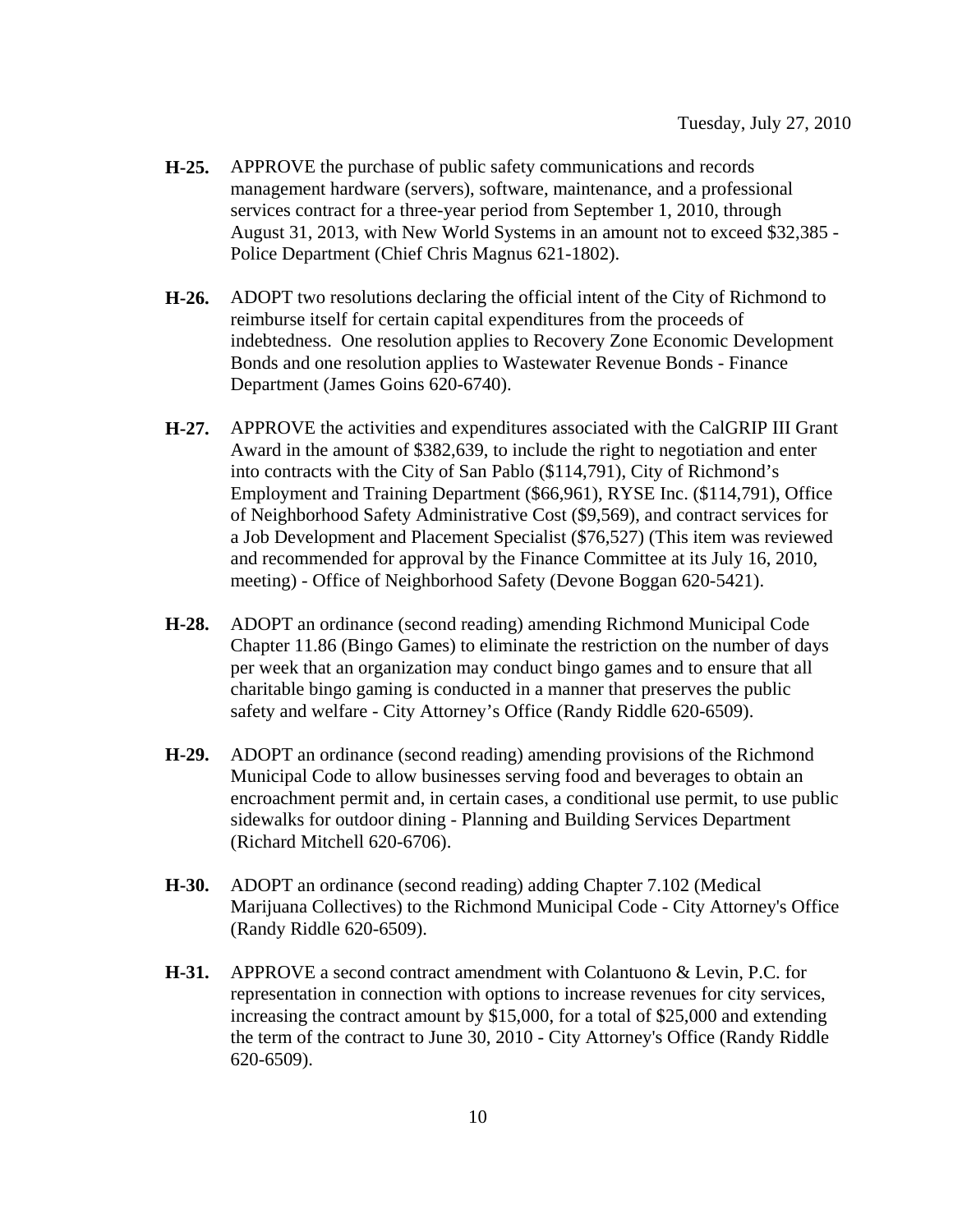**H-25.** APPROVE the purchase of public safety communications and records management hardware (servers), software, maintenance, and a professional services contract for a three-year period from September 1, 2010, through August 31, 2013, with New World Systems in an amount not to exceed $32,385 - Police Department (Chief Chris Magnus 621-1802).

**H-26.** ADOPT two resolutions declaring the official intent of the City of Richmond to reimburse itself for certain capital expenditures from the proceeds of indebtedness. One resolution applies to Recovery Zone Economic Development Bonds and one resolution applies to Wastewater Revenue Bonds - Finance Department (James Goins 620-6740).

**H-27.** APPROVE the activities and expenditures associated with the CalGRIP III Grant Award in the amount of $382,639, to include the right to negotiation and enter into contracts with the City of San Pablo ($114,791), City of Richmond's Employment and Training Department ($66,961), RYSE Inc. ($114,791), Office of Neighborhood Safety Administrative Cost ($9,569), and contract services for a Job Development and Placement Specialist ($76,527) (This item was reviewed and recommended for approval by the Finance Committee at its July 16, 2010, meeting) - Office of Neighborhood Safety (Devone Boggan 620-5421).

**H-28.** ADOPT an ordinance (second reading) amending Richmond Municipal Code Chapter 11.86 (Bingo Games) to eliminate the restriction on the number of days per week that an organization may conduct bingo games and to ensure that all charitable bingo gaming is conducted in a manner that preserves the public safety and welfare - City Attorney's Office (Randy Riddle 620-6509).

**H-29.** ADOPT an ordinance (second reading) amending provisions of the Richmond Municipal Code to allow businesses serving food and beverages to obtain an encroachment permit and, in certain cases, a conditional use permit, to use public sidewalks for outdoor dining - Planning and Building Services Department (Richard Mitchell 620-6706).

**H-30.** ADOPT an ordinance (second reading) adding Chapter 7.102 (Medical Marijuana Collectives) to the Richmond Municipal Code - City Attorney's Office (Randy Riddle 620-6509).

**H-31.** APPROVE a second contract amendment with Colantuono & Levin, P.C. for representation in connection with options to increase revenues for city services, increasing the contract amount by $15,000, for a total of $25,000 and extending the term of the contract to June 30, 2010 - City Attorney's Office (Randy Riddle 620-6509).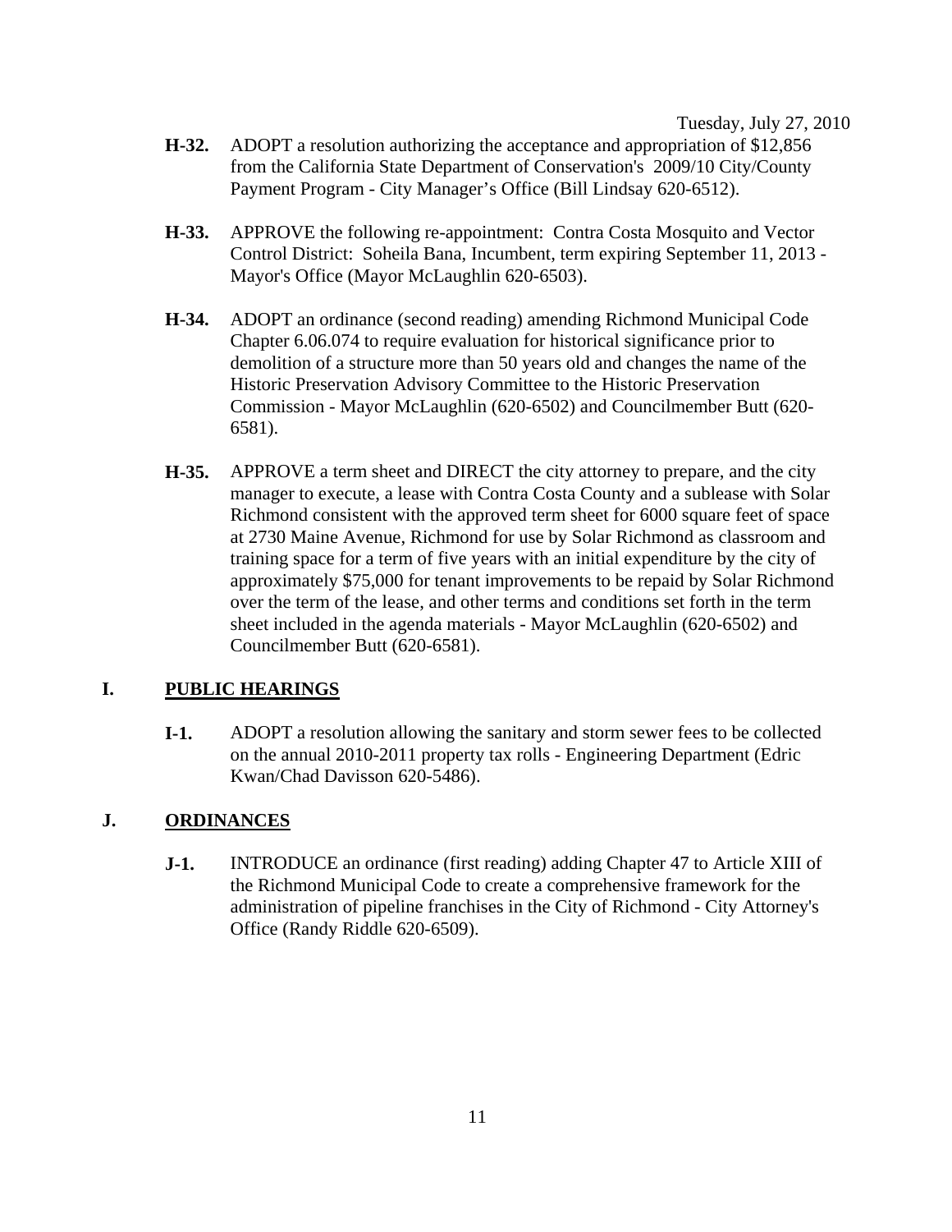**H-32.** ADOPT a resolution authorizing the acceptance and appropriation of $12,856 from the California State Department of Conservation's 2009/10 City/County Payment Program - City Manager's Office (Bill Lindsay 620-6512).

**H-33.** APPROVE the following re-appointment: Contra Costa Mosquito and Vector Control District: Soheila Bana, Incumbent, term expiring September 11, 2013 - Mayor's Office (Mayor McLaughlin 620-6503).

**H-34.** ADOPT an ordinance (second reading) amending Richmond Municipal Code Chapter 6.06.074 to require evaluation for historical significance prior to demolition of a structure more than 50 years old and changes the name of the Historic Preservation Advisory Committee to the Historic Preservation Commission - Mayor McLaughlin (620-6502) and Councilmember Butt (620-6581).

**H-35.** APPROVE a term sheet and DIRECT the city attorney to prepare, and the city manager to execute, a lease with Contra Costa County and a sublease with Solar Richmond consistent with the approved term sheet for 6000 square feet of space at 2730 Maine Avenue, Richmond for use by Solar Richmond as classroom and training space for a term of five years with an initial expenditure by the city of approximately $75,000 for tenant improvements to be repaid by Solar Richmond over the term of the lease, and other terms and conditions set forth in the term sheet included in the agenda materials - Mayor McLaughlin (620-6502) and Councilmember Butt (620-6581).

## I. PUBLIC HEARINGS

**I-1.** ADOPT a resolution allowing the sanitary and storm sewer fees to be collected on the annual 2010-2011 property tax rolls - Engineering Department (Edric Kwan/Chad Davisson 620-5486).

## J. ORDINANCES

**J-1.** INTRODUCE an ordinance (first reading) adding Chapter 47 to Article XIII of the Richmond Municipal Code to create a comprehensive framework for the administration of pipeline franchises in the City of Richmond - City Attorney's Office (Randy Riddle 620-6509).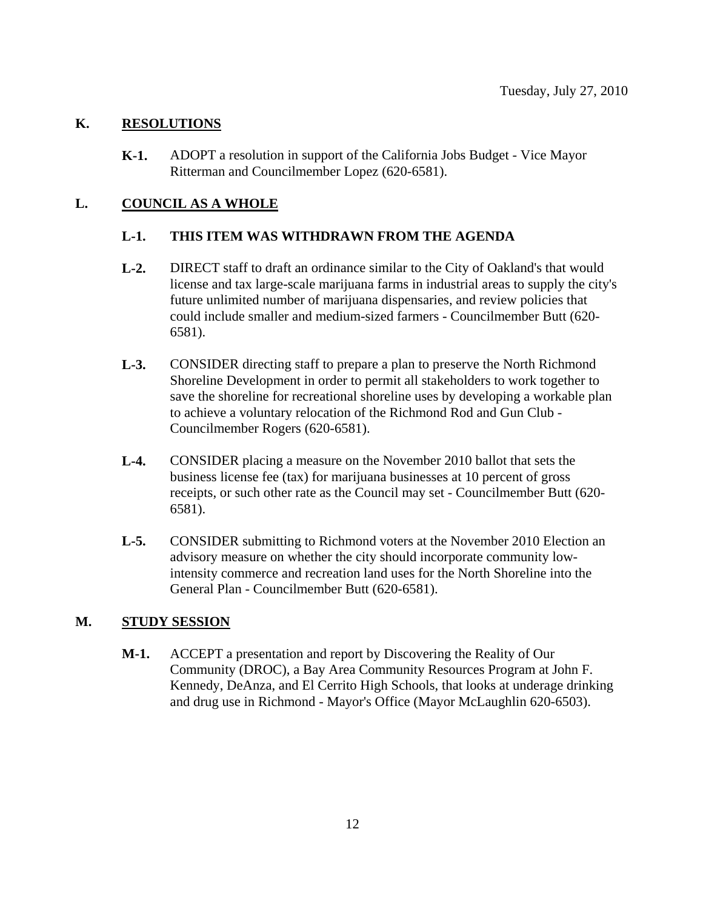Tuesday, July 27, 2010

## K. RESOLUTIONS

**K-1.** ADOPT a resolution in support of the California Jobs Budget - Vice Mayor Ritterman and Councilmember Lopez (620-6581).

## L. COUNCIL AS A WHOLE

**L-1. THIS ITEM WAS WITHDRAWN FROM THE AGENDA**

**L-2.** DIRECT staff to draft an ordinance similar to the City of Oakland's that would license and tax large-scale marijuana farms in industrial areas to supply the city's future unlimited number of marijuana dispensaries, and review policies that could include smaller and medium-sized farmers - Councilmember Butt (620-6581).

**L-3.** CONSIDER directing staff to prepare a plan to preserve the North Richmond Shoreline Development in order to permit all stakeholders to work together to save the shoreline for recreational shoreline uses by developing a workable plan to achieve a voluntary relocation of the Richmond Rod and Gun Club - Councilmember Rogers (620-6581).

**L-4.** CONSIDER placing a measure on the November 2010 ballot that sets the business license fee (tax) for marijuana businesses at 10 percent of gross receipts, or such other rate as the Council may set - Councilmember Butt (620-6581).

**L-5.** CONSIDER submitting to Richmond voters at the November 2010 Election an advisory measure on whether the city should incorporate community low-intensity commerce and recreation land uses for the North Shoreline into the General Plan - Councilmember Butt (620-6581).

## M. STUDY SESSION

**M-1.** ACCEPT a presentation and report by Discovering the Reality of Our Community (DROC), a Bay Area Community Resources Program at John F. Kennedy, DeAnza, and El Cerrito High Schools, that looks at underage drinking and drug use in Richmond - Mayor's Office (Mayor McLaughlin 620-6503).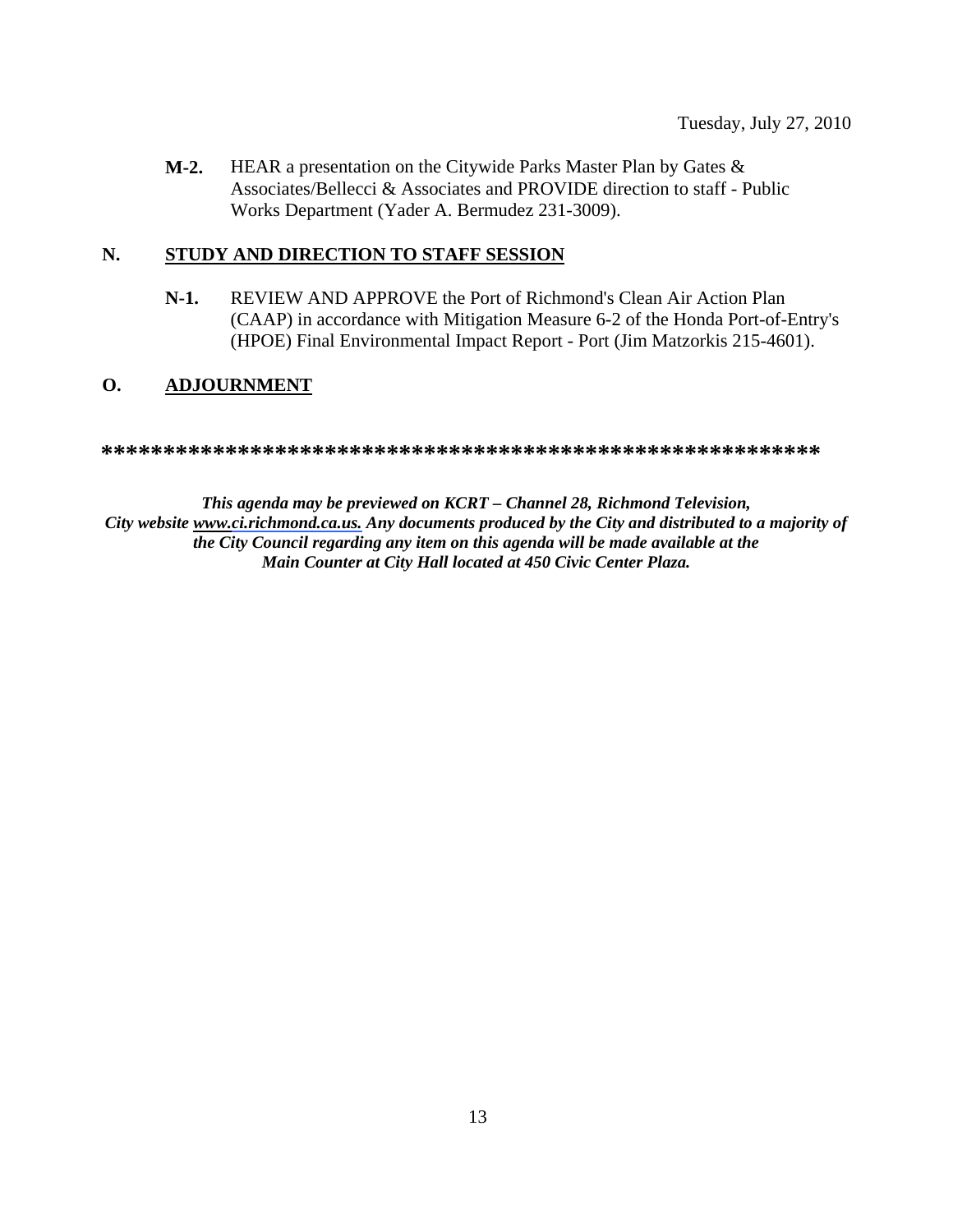Tuesday, July 27, 2010

**M-2.** HEAR a presentation on the Citywide Parks Master Plan by Gates & Associates/Bellecci & Associates and PROVIDE direction to staff - Public Works Department (Yader A. Bermudez 231-3009).

## N. STUDY AND DIRECTION TO STAFF SESSION

**N-1.** REVIEW AND APPROVE the Port of Richmond's Clean Air Action Plan (CAAP) in accordance with Mitigation Measure 6-2 of the Honda Port-of-Entry's (HPOE) Final Environmental Impact Report - Port (Jim Matzorkis 215-4601).

## O. ADJOURNMENT

**********************************************************

***This agenda may be previewed on KCRT – Channel 28, Richmond Television, City website www.ci.richmond.ca.us. Any documents produced by the City and distributed to a majority of the City Council regarding any item on this agenda will be made available at the Main Counter at City Hall located at 450 Civic Center Plaza.***